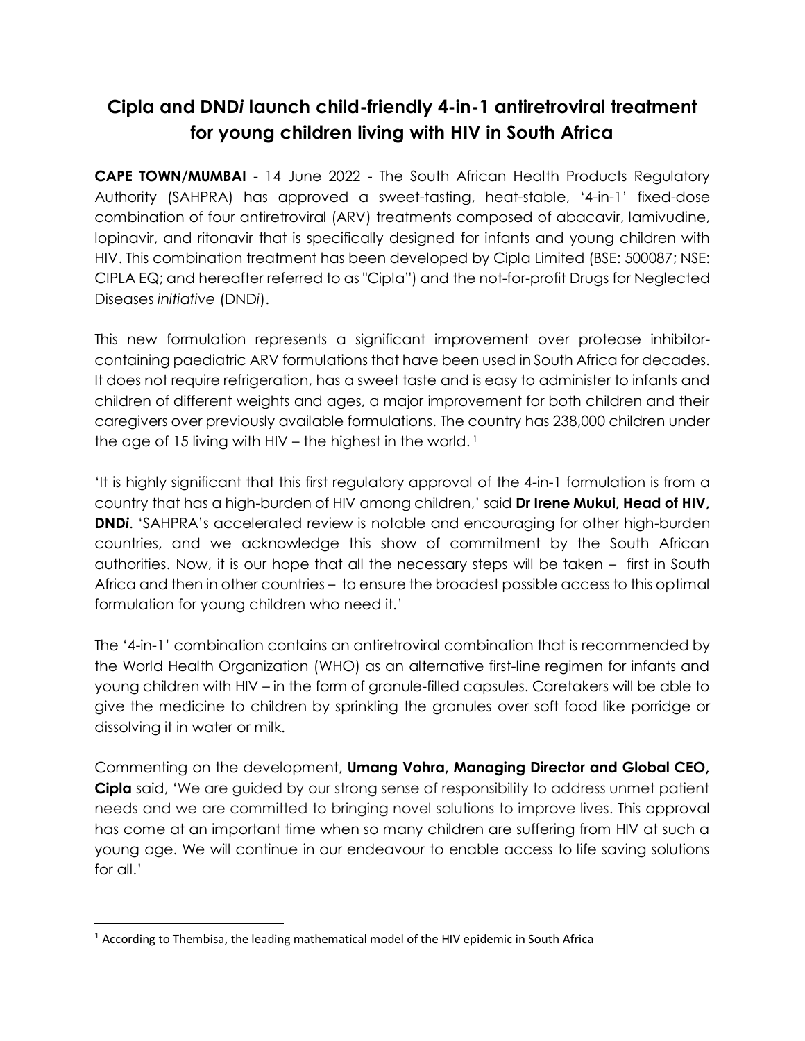# Cipla and DND*i* launch child-friendly 4-in-1 antiretroviral treatment for young children living with HIV in South Africa

**CAPE TOWN/MUMBAI** - 14 June 2022 - The South African Health Products Regulatory Authority (SAHPRA) has approved a sweet-tasting, heat-stable, '4-in-1' fixed-dose combination of four antiretroviral (ARV) treatments composed of abacavir, lamivudine, lopinavir, and ritonavir that is specifically designed for infants and young children with HIV. This combination treatment has been developed by Cipla Limited (BSE: 500087; NSE: CIPLA EQ; and hereafter referred to as "Cipla") and the not-for-profit Drugs for Neglected Diseases *initiative* (DND*i*).

This new formulation represents a significant improvement over protease inhibitor-containing paediatric ARV formulations that have been used in South Africa for decades. It does not require refrigeration, has a sweet taste and is easy to administer to infants and children of different weights and ages, a major improvement for both children and their caregivers over previously available formulations. The country has 238,000 children under the age of 15 living with HIV – the highest in the world. [1]

'It is highly significant that this first regulatory approval of the 4-in-1 formulation is from a country that has a high-burden of HIV among children,' said **Dr Irene Mukui, Head of HIV, DND*i***. 'SAHPRA's accelerated review is notable and encouraging for other high-burden countries, and we acknowledge this show of commitment by the South African authorities. Now, it is our hope that all the necessary steps will be taken – first in South Africa and then in other countries – to ensure the broadest possible access to this optimal formulation for young children who need it.'

The '4-in-1' combination contains an antiretroviral combination that is recommended by the World Health Organization (WHO) as an alternative first-line regimen for infants and young children with HIV – in the form of granule-filled capsules. Caretakers will be able to give the medicine to children by sprinkling the granules over soft food like porridge or dissolving it in water or milk.

Commenting on the development, **Umang Vohra, Managing Director and Global CEO, Cipla** said, 'We are guided by our strong sense of responsibility to address unmet patient needs and we are committed to bringing novel solutions to improve lives. This approval has come at an important time when so many children are suffering from HIV at such a young age. We will continue in our endeavour to enable access to life saving solutions for all.'

[1] According to Thembisa, the leading mathematical model of the HIV epidemic in South Africa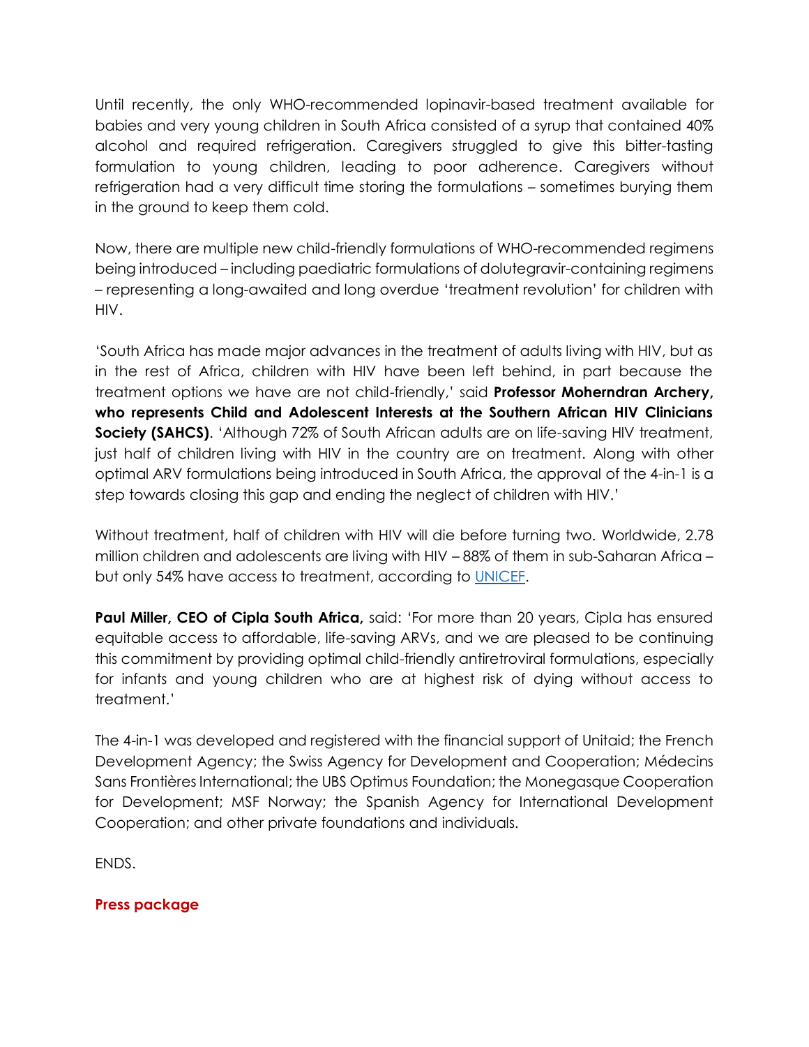Until recently, the only WHO-recommended lopinavir-based treatment available for babies and very young children in South Africa consisted of a syrup that contained 40% alcohol and required refrigeration. Caregivers struggled to give this bitter-tasting formulation to young children, leading to poor adherence. Caregivers without refrigeration had a very difficult time storing the formulations – sometimes burying them in the ground to keep them cold.

Now, there are multiple new child-friendly formulations of WHO-recommended regimens being introduced – including paediatric formulations of dolutegravir-containing regimens – representing a long-awaited and long overdue 'treatment revolution' for children with HIV.

'South Africa has made major advances in the treatment of adults living with HIV, but as in the rest of Africa, children with HIV have been left behind, in part because the treatment options we have are not child-friendly,' said **Professor Moherndran Archery, who represents Child and Adolescent Interests at the Southern African HIV Clinicians Society (SAHCS)**. 'Although 72% of South African adults are on life-saving HIV treatment, just half of children living with HIV in the country are on treatment. Along with other optimal ARV formulations being introduced in South Africa, the approval of the 4-in-1 is a step towards closing this gap and ending the neglect of children with HIV.'

Without treatment, half of children with HIV will die before turning two. Worldwide, 2.78 million children and adolescents are living with HIV – 88% of them in sub-Saharan Africa – but only 54% have access to treatment, according to UNICEF.

**Paul Miller, CEO of Cipla South Africa,** said: 'For more than 20 years, Cipla has ensured equitable access to affordable, life-saving ARVs, and we are pleased to be continuing this commitment by providing optimal child-friendly antiretroviral formulations, especially for infants and young children who are at highest risk of dying without access to treatment.'

The 4-in-1 was developed and registered with the financial support of Unitaid; the French Development Agency; the Swiss Agency for Development and Cooperation; Médecins Sans Frontières International; the UBS Optimus Foundation; the Monegasque Cooperation for Development; MSF Norway; the Spanish Agency for International Development Cooperation; and other private foundations and individuals.

ENDS.

**Press package**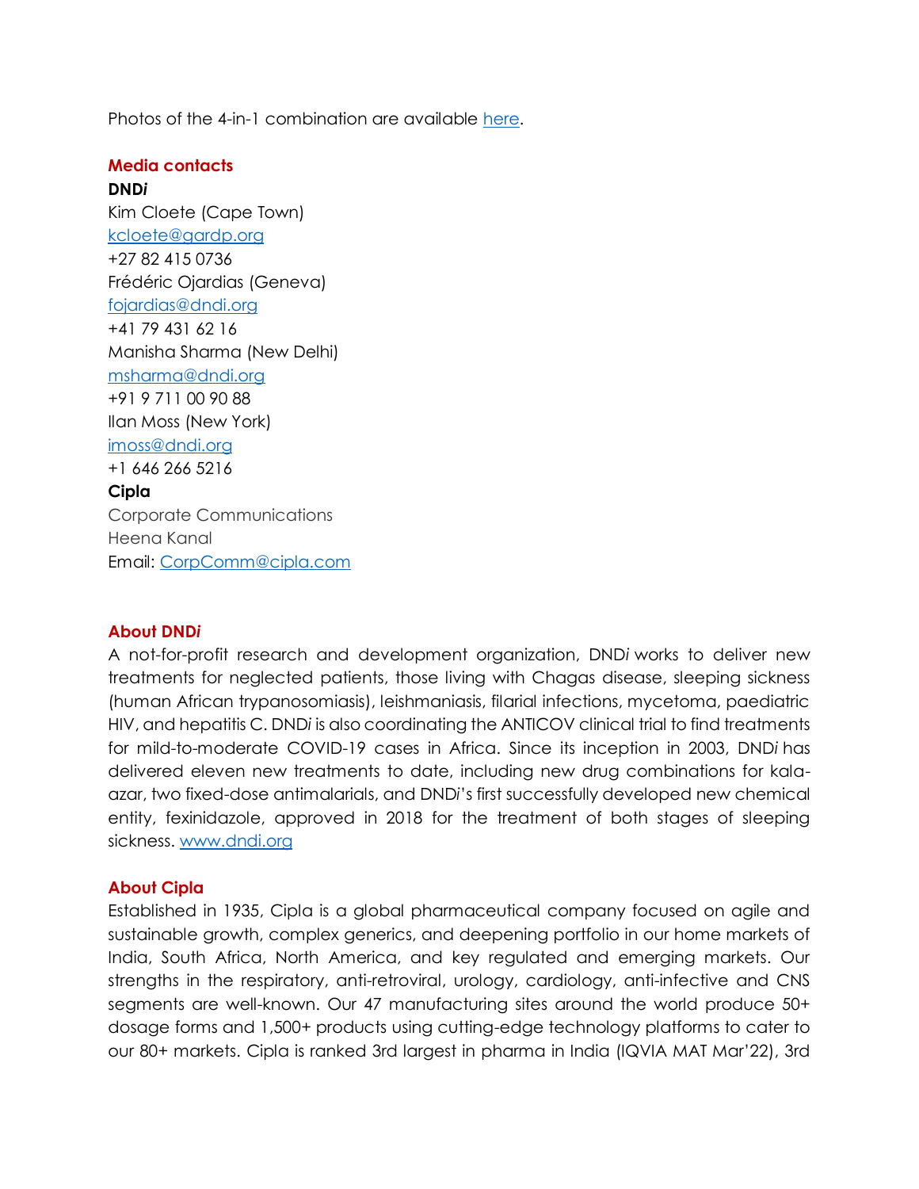Photos of the 4-in-1 combination are available [here](#).

### Media contacts

**DND*i***

Kim Cloete (Cape Town)
[kcloete@gardp.org](mailto:kcloete@gardp.org)
+27 82 415 0736
Frédéric Ojardias (Geneva)
[fojardias@dndi.org](mailto:fojardias@dndi.org)
+41 79 431 62 16
Manisha Sharma (New Delhi)
[msharma@dndi.org](mailto:msharma@dndi.org)
+91 9 711 00 90 88
Ilan Moss (New York)
[imoss@dndi.org](mailto:imoss@dndi.org)
+1 646 266 5216

**Cipla**

Corporate Communications
Heena Kanal
Email: [CorpComm@cipla.com](mailto:CorpComm@cipla.com)

### About DND*i*

A not-for-profit research and development organization, DND*i* works to deliver new treatments for neglected patients, those living with Chagas disease, sleeping sickness (human African trypanosomiasis), leishmaniasis, filarial infections, mycetoma, paediatric HIV, and hepatitis C. DND*i* is also coordinating the ANTICOV clinical trial to find treatments for mild-to-moderate COVID-19 cases in Africa. Since its inception in 2003, DND*i* has delivered eleven new treatments to date, including new drug combinations for kala-azar, two fixed-dose antimalarials, and DND*i*'s first successfully developed new chemical entity, fexinidazole, approved in 2018 for the treatment of both stages of sleeping sickness. [www.dndi.org](http://www.dndi.org)

### About Cipla

Established in 1935, Cipla is a global pharmaceutical company focused on agile and sustainable growth, complex generics, and deepening portfolio in our home markets of India, South Africa, North America, and key regulated and emerging markets. Our strengths in the respiratory, anti-retroviral, urology, cardiology, anti-infective and CNS segments are well-known. Our 47 manufacturing sites around the world produce 50+ dosage forms and 1,500+ products using cutting-edge technology platforms to cater to our 80+ markets. Cipla is ranked 3rd largest in pharma in India (IQVIA MAT Mar'22), 3rd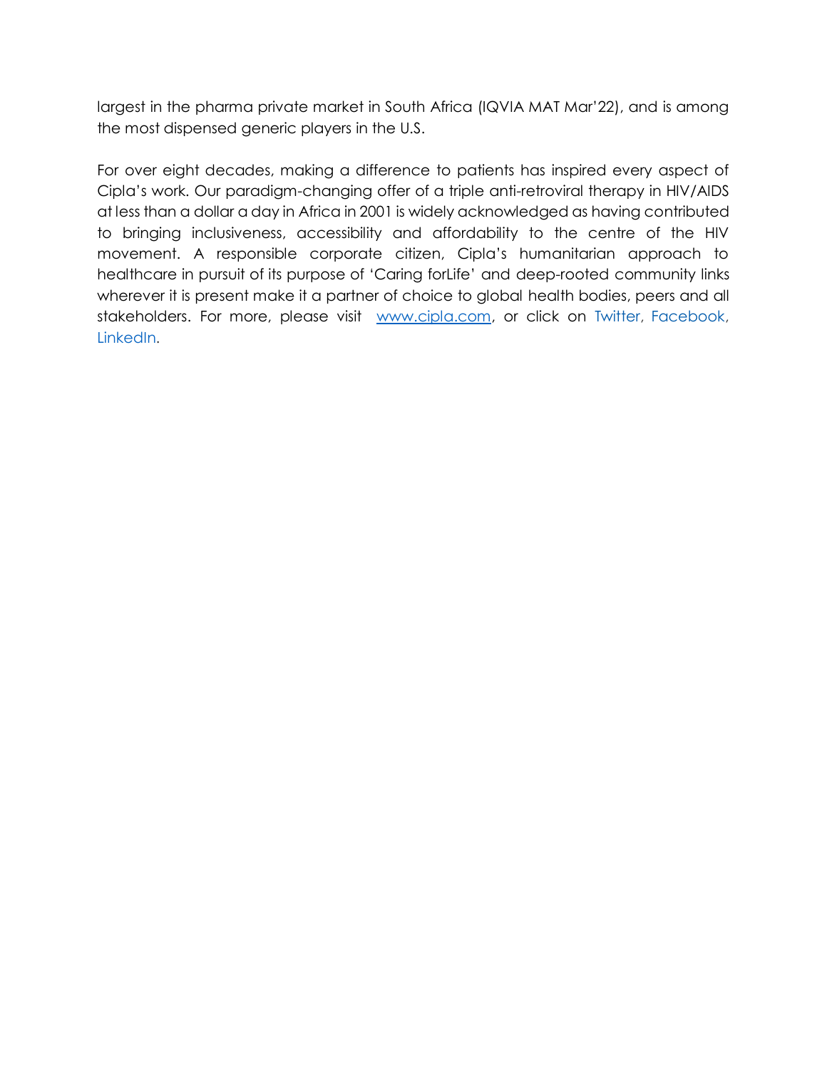largest in the pharma private market in South Africa (IQVIA MAT Mar'22), and is among the most dispensed generic players in the U.S.

For over eight decades, making a difference to patients has inspired every aspect of Cipla's work. Our paradigm-changing offer of a triple anti-retroviral therapy in HIV/AIDS at less than a dollar a day in Africa in 2001 is widely acknowledged as having contributed to bringing inclusiveness, accessibility and affordability to the centre of the HIV movement. A responsible corporate citizen, Cipla's humanitarian approach to healthcare in pursuit of its purpose of 'Caring forLife' and deep-rooted community links wherever it is present make it a partner of choice to global health bodies, peers and all stakeholders. For more, please visit  www.cipla.com, or click on Twitter, Facebook, LinkedIn.